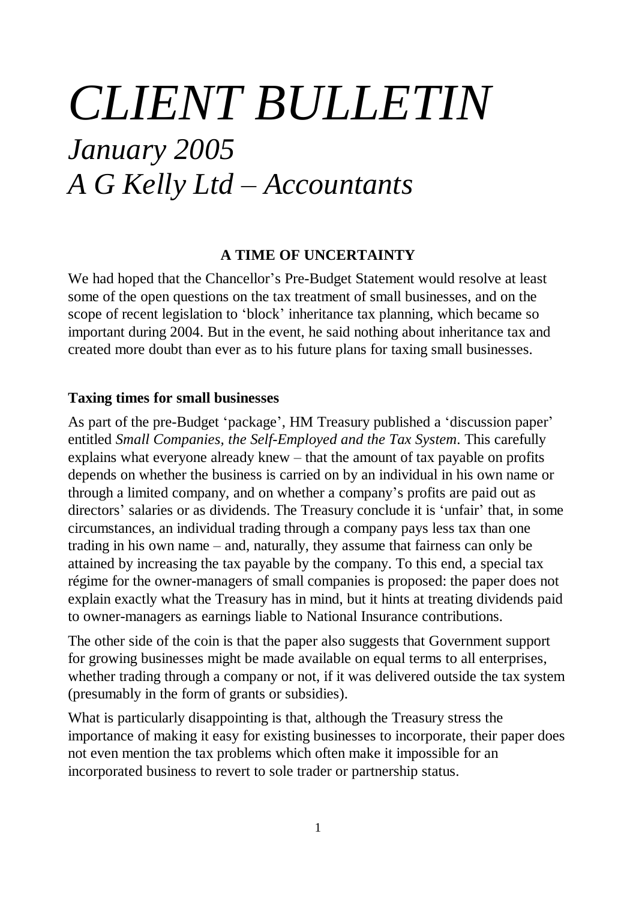# *CLIENT BULLETIN*

## *January 2005*
## *A G Kelly Ltd – Accountants*

### A TIME OF UNCERTAINTY

We had hoped that the Chancellor's Pre-Budget Statement would resolve at least some of the open questions on the tax treatment of small businesses, and on the scope of recent legislation to 'block' inheritance tax planning, which became so important during 2004. But in the event, he said nothing about inheritance tax and created more doubt than ever as to his future plans for taxing small businesses.

#### Taxing times for small businesses

As part of the pre-Budget 'package', HM Treasury published a 'discussion paper' entitled *Small Companies, the Self-Employed and the Tax System*. This carefully explains what everyone already knew – that the amount of tax payable on profits depends on whether the business is carried on by an individual in his own name or through a limited company, and on whether a company's profits are paid out as directors' salaries or as dividends. The Treasury conclude it is 'unfair' that, in some circumstances, an individual trading through a company pays less tax than one trading in his own name – and, naturally, they assume that fairness can only be attained by increasing the tax payable by the company. To this end, a special tax régime for the owner-managers of small companies is proposed: the paper does not explain exactly what the Treasury has in mind, but it hints at treating dividends paid to owner-managers as earnings liable to National Insurance contributions.

The other side of the coin is that the paper also suggests that Government support for growing businesses might be made available on equal terms to all enterprises, whether trading through a company or not, if it was delivered outside the tax system (presumably in the form of grants or subsidies).

What is particularly disappointing is that, although the Treasury stress the importance of making it easy for existing businesses to incorporate, their paper does not even mention the tax problems which often make it impossible for an incorporated business to revert to sole trader or partnership status.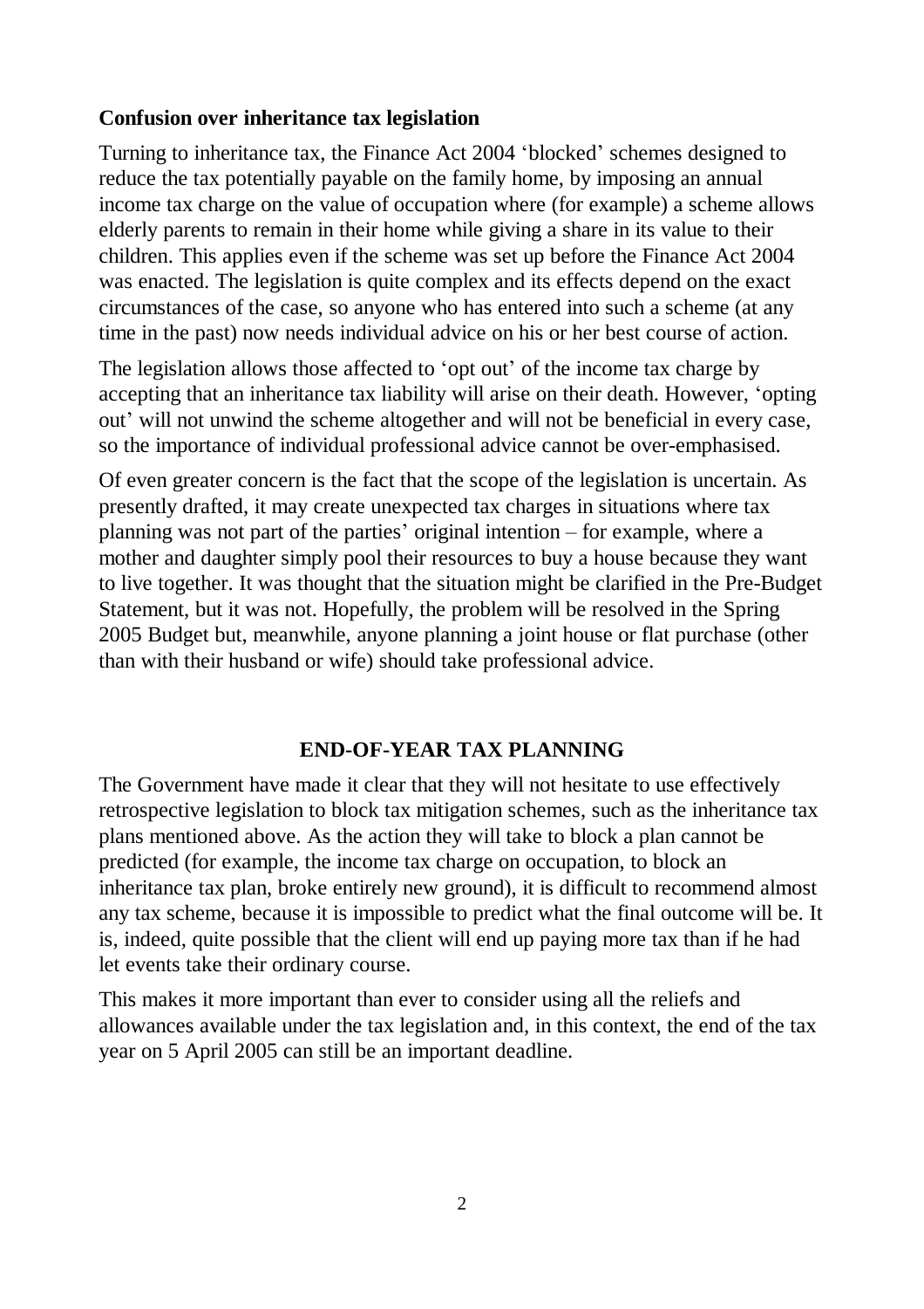**Confusion over inheritance tax legislation**

Turning to inheritance tax, the Finance Act 2004 'blocked' schemes designed to reduce the tax potentially payable on the family home, by imposing an annual income tax charge on the value of occupation where (for example) a scheme allows elderly parents to remain in their home while giving a share in its value to their children. This applies even if the scheme was set up before the Finance Act 2004 was enacted. The legislation is quite complex and its effects depend on the exact circumstances of the case, so anyone who has entered into such a scheme (at any time in the past) now needs individual advice on his or her best course of action.

The legislation allows those affected to 'opt out' of the income tax charge by accepting that an inheritance tax liability will arise on their death. However, 'opting out' will not unwind the scheme altogether and will not be beneficial in every case, so the importance of individual professional advice cannot be over-emphasised.

Of even greater concern is the fact that the scope of the legislation is uncertain. As presently drafted, it may create unexpected tax charges in situations where tax planning was not part of the parties' original intention – for example, where a mother and daughter simply pool their resources to buy a house because they want to live together. It was thought that the situation might be clarified in the Pre-Budget Statement, but it was not. Hopefully, the problem will be resolved in the Spring 2005 Budget but, meanwhile, anyone planning a joint house or flat purchase (other than with their husband or wife) should take professional advice.

## END-OF-YEAR TAX PLANNING

The Government have made it clear that they will not hesitate to use effectively retrospective legislation to block tax mitigation schemes, such as the inheritance tax plans mentioned above. As the action they will take to block a plan cannot be predicted (for example, the income tax charge on occupation, to block an inheritance tax plan, broke entirely new ground), it is difficult to recommend almost any tax scheme, because it is impossible to predict what the final outcome will be. It is, indeed, quite possible that the client will end up paying more tax than if he had let events take their ordinary course.

This makes it more important than ever to consider using all the reliefs and allowances available under the tax legislation and, in this context, the end of the tax year on 5 April 2005 can still be an important deadline.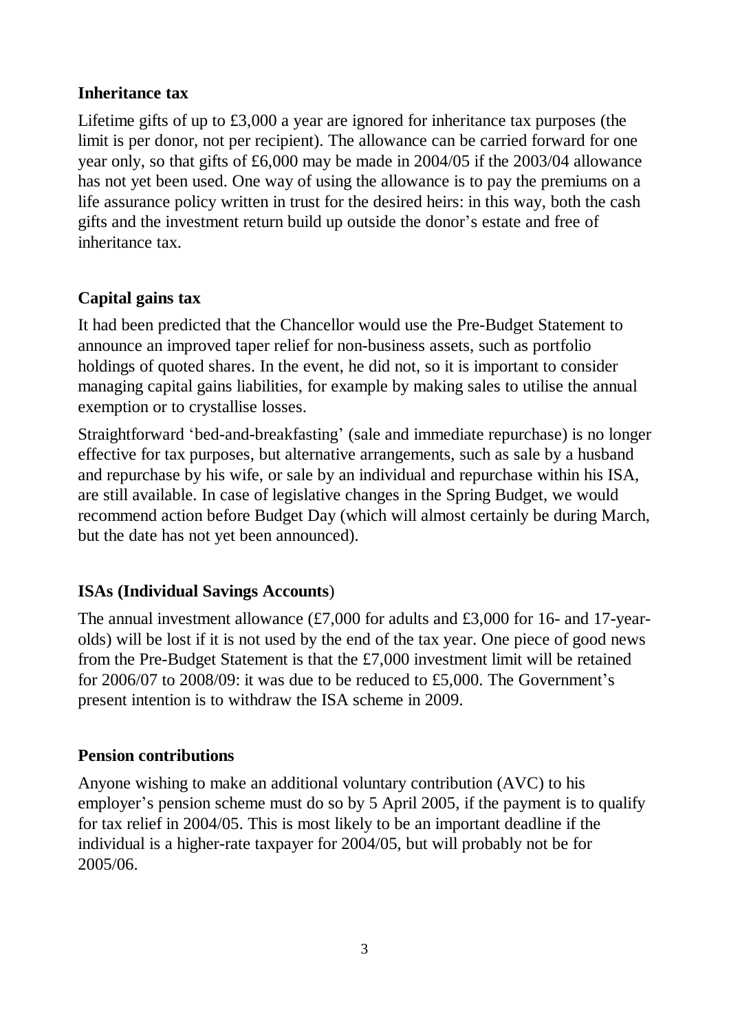## Inheritance tax

Lifetime gifts of up to £3,000 a year are ignored for inheritance tax purposes (the limit is per donor, not per recipient). The allowance can be carried forward for one year only, so that gifts of £6,000 may be made in 2004/05 if the 2003/04 allowance has not yet been used. One way of using the allowance is to pay the premiums on a life assurance policy written in trust for the desired heirs: in this way, both the cash gifts and the investment return build up outside the donor's estate and free of inheritance tax.

## Capital gains tax

It had been predicted that the Chancellor would use the Pre-Budget Statement to announce an improved taper relief for non-business assets, such as portfolio holdings of quoted shares. In the event, he did not, so it is important to consider managing capital gains liabilities, for example by making sales to utilise the annual exemption or to crystallise losses.

Straightforward 'bed-and-breakfasting' (sale and immediate repurchase) is no longer effective for tax purposes, but alternative arrangements, such as sale by a husband and repurchase by his wife, or sale by an individual and repurchase within his ISA, are still available. In case of legislative changes in the Spring Budget, we would recommend action before Budget Day (which will almost certainly be during March, but the date has not yet been announced).

## ISAs (Individual Savings Accounts)

The annual investment allowance (£7,000 for adults and £3,000 for 16- and 17-year-olds) will be lost if it is not used by the end of the tax year. One piece of good news from the Pre-Budget Statement is that the £7,000 investment limit will be retained for 2006/07 to 2008/09: it was due to be reduced to £5,000. The Government's present intention is to withdraw the ISA scheme in 2009.

## Pension contributions

Anyone wishing to make an additional voluntary contribution (AVC) to his employer's pension scheme must do so by 5 April 2005, if the payment is to qualify for tax relief in 2004/05. This is most likely to be an important deadline if the individual is a higher-rate taxpayer for 2004/05, but will probably not be for 2005/06.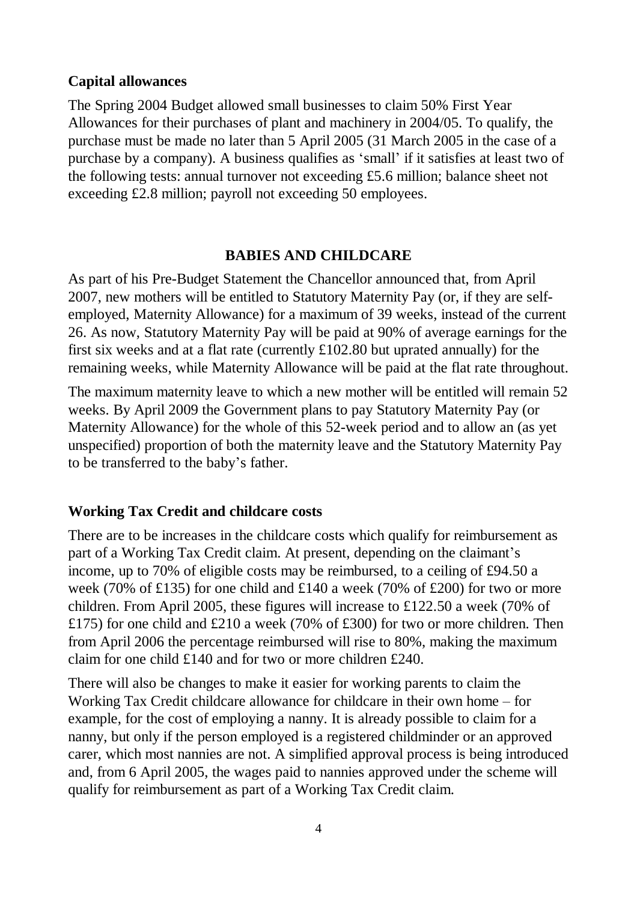### Capital allowances

The Spring 2004 Budget allowed small businesses to claim 50% First Year Allowances for their purchases of plant and machinery in 2004/05. To qualify, the purchase must be made no later than 5 April 2005 (31 March 2005 in the case of a purchase by a company). A business qualifies as 'small' if it satisfies at least two of the following tests: annual turnover not exceeding £5.6 million; balance sheet not exceeding £2.8 million; payroll not exceeding 50 employees.

## BABIES AND CHILDCARE

As part of his Pre-Budget Statement the Chancellor announced that, from April 2007, new mothers will be entitled to Statutory Maternity Pay (or, if they are self-employed, Maternity Allowance) for a maximum of 39 weeks, instead of the current 26. As now, Statutory Maternity Pay will be paid at 90% of average earnings for the first six weeks and at a flat rate (currently £102.80 but uprated annually) for the remaining weeks, while Maternity Allowance will be paid at the flat rate throughout.

The maximum maternity leave to which a new mother will be entitled will remain 52 weeks. By April 2009 the Government plans to pay Statutory Maternity Pay (or Maternity Allowance) for the whole of this 52-week period and to allow an (as yet unspecified) proportion of both the maternity leave and the Statutory Maternity Pay to be transferred to the baby's father.

### Working Tax Credit and childcare costs

There are to be increases in the childcare costs which qualify for reimbursement as part of a Working Tax Credit claim. At present, depending on the claimant's income, up to 70% of eligible costs may be reimbursed, to a ceiling of £94.50 a week (70% of £135) for one child and £140 a week (70% of £200) for two or more children. From April 2005, these figures will increase to £122.50 a week (70% of £175) for one child and £210 a week (70% of £300) for two or more children. Then from April 2006 the percentage reimbursed will rise to 80%, making the maximum claim for one child £140 and for two or more children £240.

There will also be changes to make it easier for working parents to claim the Working Tax Credit childcare allowance for childcare in their own home – for example, for the cost of employing a nanny. It is already possible to claim for a nanny, but only if the person employed is a registered childminder or an approved carer, which most nannies are not. A simplified approval process is being introduced and, from 6 April 2005, the wages paid to nannies approved under the scheme will qualify for reimbursement as part of a Working Tax Credit claim.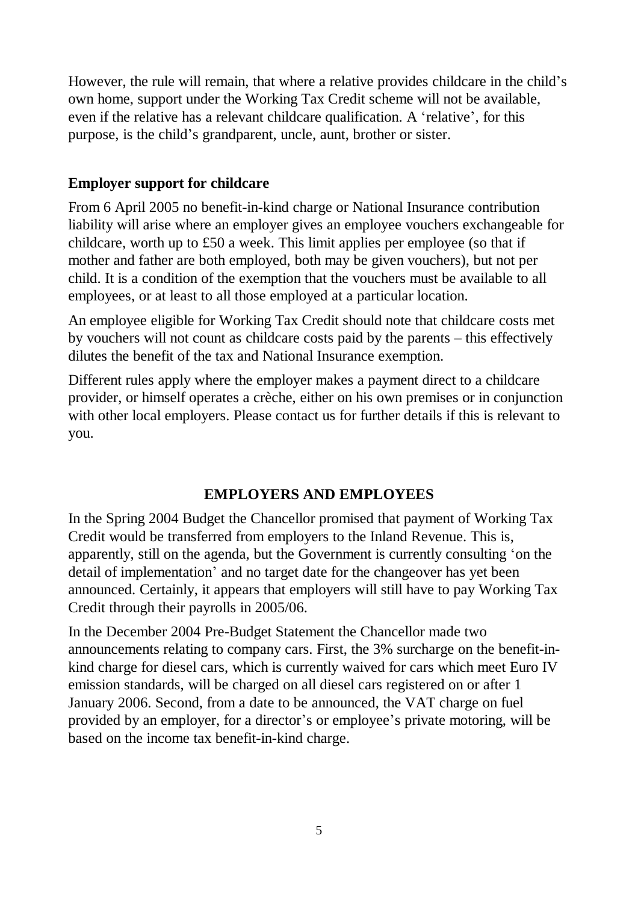However, the rule will remain, that where a relative provides childcare in the child's own home, support under the Working Tax Credit scheme will not be available, even if the relative has a relevant childcare qualification. A 'relative', for this purpose, is the child's grandparent, uncle, aunt, brother or sister.

### Employer support for childcare

From 6 April 2005 no benefit-in-kind charge or National Insurance contribution liability will arise where an employer gives an employee vouchers exchangeable for childcare, worth up to £50 a week. This limit applies per employee (so that if mother and father are both employed, both may be given vouchers), but not per child. It is a condition of the exemption that the vouchers must be available to all employees, or at least to all those employed at a particular location.

An employee eligible for Working Tax Credit should note that childcare costs met by vouchers will not count as childcare costs paid by the parents – this effectively dilutes the benefit of the tax and National Insurance exemption.

Different rules apply where the employer makes a payment direct to a childcare provider, or himself operates a crèche, either on his own premises or in conjunction with other local employers. Please contact us for further details if this is relevant to you.

## EMPLOYERS AND EMPLOYEES

In the Spring 2004 Budget the Chancellor promised that payment of Working Tax Credit would be transferred from employers to the Inland Revenue. This is, apparently, still on the agenda, but the Government is currently consulting 'on the detail of implementation' and no target date for the changeover has yet been announced. Certainly, it appears that employers will still have to pay Working Tax Credit through their payrolls in 2005/06.

In the December 2004 Pre-Budget Statement the Chancellor made two announcements relating to company cars. First, the 3% surcharge on the benefit-in-kind charge for diesel cars, which is currently waived for cars which meet Euro IV emission standards, will be charged on all diesel cars registered on or after 1 January 2006. Second, from a date to be announced, the VAT charge on fuel provided by an employer, for a director's or employee's private motoring, will be based on the income tax benefit-in-kind charge.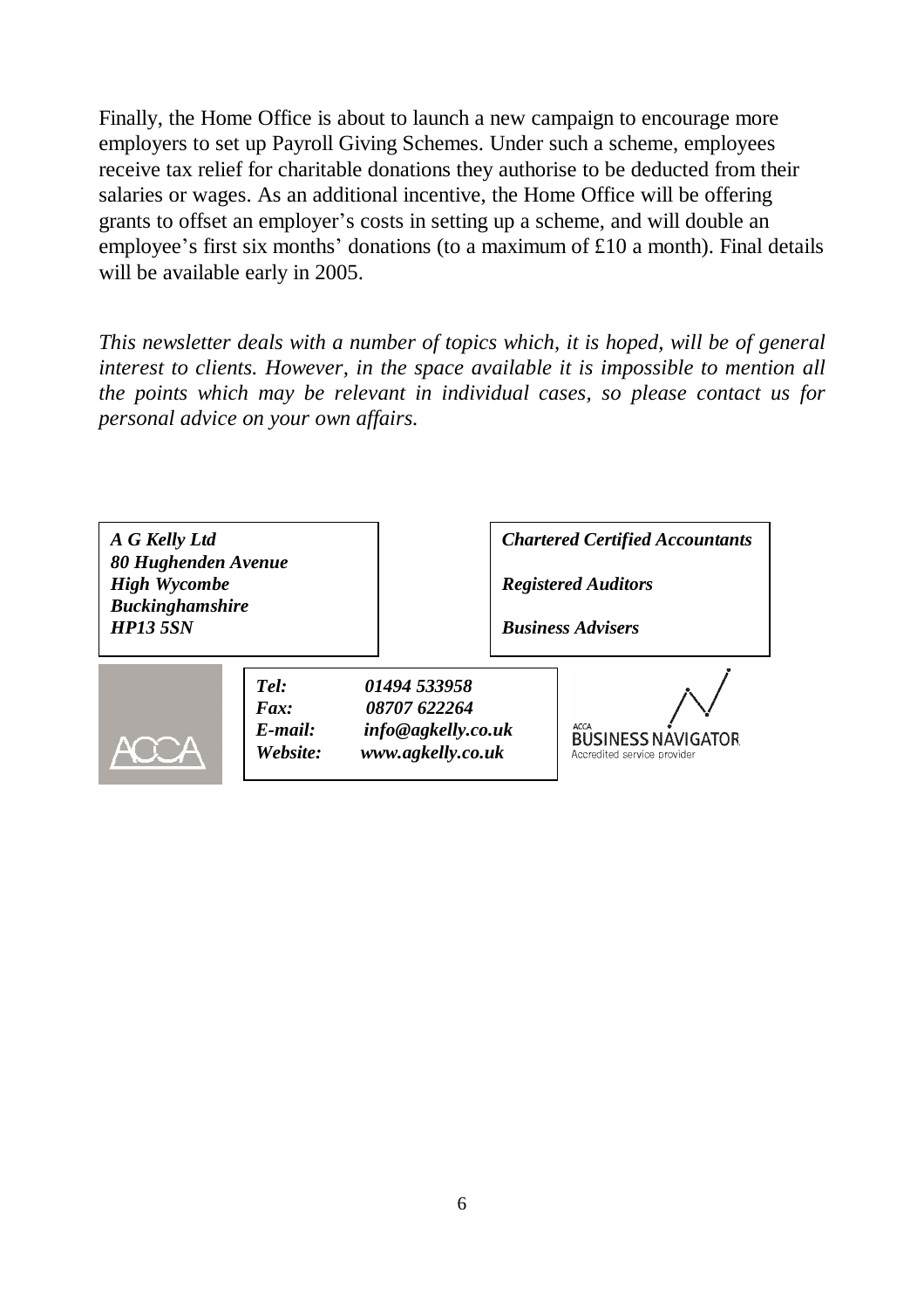Finally, the Home Office is about to launch a new campaign to encourage more employers to set up Payroll Giving Schemes. Under such a scheme, employees receive tax relief for charitable donations they authorise to be deducted from their salaries or wages. As an additional incentive, the Home Office will be offering grants to offset an employer's costs in setting up a scheme, and will double an employee's first six months' donations (to a maximum of £10 a month). Final details will be available early in 2005.

*This newsletter deals with a number of topics which, it is hoped, will be of general interest to clients. However, in the space available it is impossible to mention all the points which may be relevant in individual cases, so please contact us for personal advice on your own affairs.*

***A G Kelly Ltd***
***80 Hughenden Avenue***
***High Wycombe***
***Buckinghamshire***
***HP13 5SN***

***Chartered Certified Accountants***

***Registered Auditors***

***Business Advisers***

ACCA

***Tel:*** ***01494 533958***
***Fax:*** ***08707 622264***
***E-mail:*** ***info@agkelly.co.uk***
***Website:*** ***www.agkelly.co.uk***

ACCA
BUSINESS NAVIGATOR
Accredited service provider